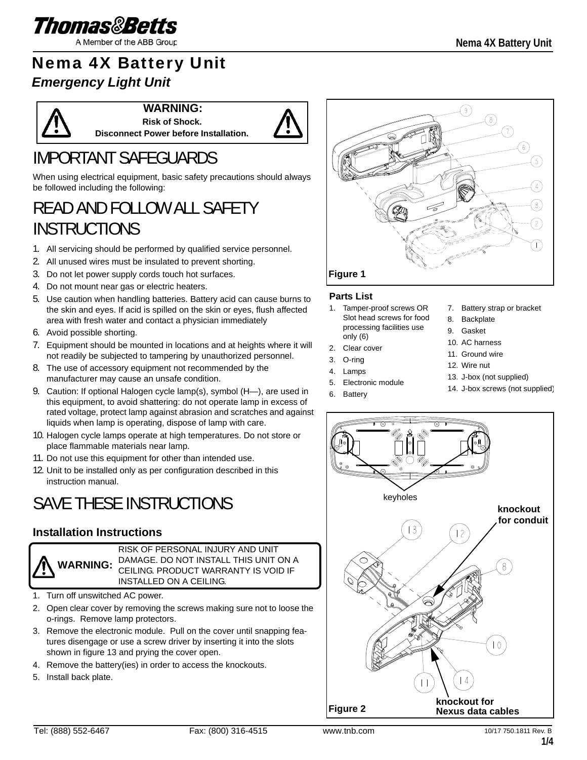# Nema 4X Battery Unit

## *Emergency Light Unit*

**WARNING:**
**Risk of Shock.**
**Disconnect Power before Installation.**

# IMPORTANT SAFEGUARDS

When using electrical equipment, basic safety precautions should always be followed including the following:

# READ AND FOLLOW ALL SAFETY INSTRUCTIONS

1. All servicing should be performed by qualified service personnel.
2. All unused wires must be insulated to prevent shorting.
3. Do not let power supply cords touch hot surfaces.
4. Do not mount near gas or electric heaters.
5. Use caution when handling batteries. Battery acid can cause burns to the skin and eyes. If acid is spilled on the skin or eyes, flush affected area with fresh water and contact a physician immediately
6. Avoid possible shorting.
7. Equipment should be mounted in locations and at heights where it will not readily be subjected to tampering by unauthorized personnel.
8. The use of accessory equipment not recommended by the manufacturer may cause an unsafe condition.
9. Caution: If optional Halogen cycle lamp(s), symbol (H—), are used in this equipment, to avoid shattering: do not operate lamp in excess of rated voltage, protect lamp against abrasion and scratches and against liquids when lamp is operating, dispose of lamp with care.
10. Halogen cycle lamps operate at high temperatures. Do not store or place flammable materials near lamp.
11. Do not use this equipment for other than intended use.
12. Unit to be installed only as per configuration described in this instruction manual.

# SAVE THESE INSTRUCTIONS

## Installation Instructions

**WARNING:** RISK OF PERSONAL INJURY AND UNIT DAMAGE. DO NOT INSTALL THIS UNIT ON A CEILING. PRODUCT WARRANTY IS VOID IF INSTALLED ON A CEILING.

1. Turn off unswitched AC power.
2. Open clear cover by removing the screws making sure not to loose the o-rings. Remove lamp protectors.
3. Remove the electronic module. Pull on the cover until snapping features disengage or use a screw driver by inserting it into the slots shown in figure 13 and prying the cover open.
4. Remove the battery(ies) in order to access the knockouts.
5. Install back plate.

**Figure 1**

### Parts List

1. Tamper-proof screws OR Slot head screws for food processing facilities use only (6)
2. Clear cover
3. O-ring
4. Lamps
5. Electronic module
6. Battery
7. Battery strap or bracket
8. Backplate
9. Gasket
10. AC harness
11. Ground wire
12. Wire nut
13. J-box (not supplied)
14. J-box screws (not supplied)

keyholes

knockout for conduit

knockout for Nexus data cables

**Figure 2**

Tel: (888) 552-6467 Fax: (800) 316-4515 www.tnb.com 10/17 750.1811 Rev. B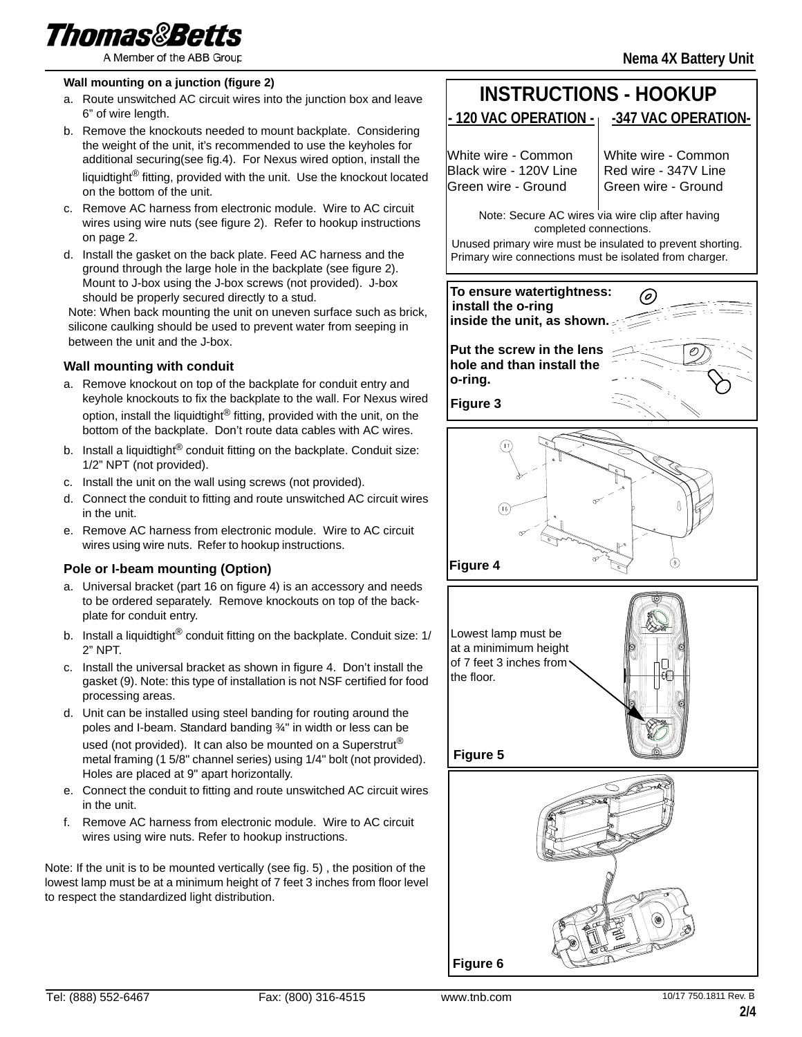### Wall mounting on a junction (figure 2)

a. Route unswitched AC circuit wires into the junction box and leave 6” of wire length.
b. Remove the knockouts needed to mount backplate. Considering the weight of the unit, it’s recommended to use the keyholes for additional securing(see fig.4). For Nexus wired option, install the liquidtight® fitting, provided with the unit. Use the knockout located on the bottom of the unit.
c. Remove AC harness from electronic module. Wire to AC circuit wires using wire nuts (see figure 2). Refer to hookup instructions on page 2.
d. Install the gasket on the back plate. Feed AC harness and the ground through the large hole in the backplate (see figure 2). Mount to J-box using the J-box screws (not provided). J-box should be properly secured directly to a stud.

Note: When back mounting the unit on uneven surface such as brick, silicone caulking should be used to prevent water from seeping in between the unit and the J-box.

### Wall mounting with conduit

a. Remove knockout on top of the backplate for conduit entry and keyhole knockouts to fix the backplate to the wall. For Nexus wired option, install the liquidtight® fitting, provided with the unit, on the bottom of the backplate. Don’t route data cables with AC wires.
b. Install a liquidtight® conduit fitting on the backplate. Conduit size: 1/2” NPT (not provided).
c. Install the unit on the wall using screws (not provided).
d. Connect the conduit to fitting and route unswitched AC circuit wires in the unit.
e. Remove AC harness from electronic module. Wire to AC circuit wires using wire nuts. Refer to hookup instructions.

### Pole or I-beam mounting (Option)

a. Universal bracket (part 16 on figure 4) is an accessory and needs to be ordered separately. Remove knockouts on top of the back-plate for conduit entry.
b. Install a liquidtight® conduit fitting on the backplate. Conduit size: 1/2” NPT.
c. Install the universal bracket as shown in figure 4. Don’t install the gasket (9). Note: this type of installation is not NSF certified for food processing areas.
d. Unit can be installed using steel banding for routing around the poles and I-beam. Standard banding ¾" in width or less can be used (not provided). It can also be mounted on a Superstrut® metal framing (1 5/8" channel series) using 1/4" bolt (not provided). Holes are placed at 9" apart horizontally.
e. Connect the conduit to fitting and route unswitched AC circuit wires in the unit.
f. Remove AC harness from electronic module. Wire to AC circuit wires using wire nuts. Refer to hookup instructions.

Note: If the unit is to be mounted vertically (see fig. 5) , the position of the lowest lamp must be at a minimum height of 7 feet 3 inches from floor level to respect the standardized light distribution.

## INSTRUCTIONS - HOOKUP

| - 120 VAC OPERATION - | -347 VAC OPERATION- |
|---|---|
| White wire - Common | White wire - Common |
| Black wire - 120V Line | Red wire - 347V Line |
| Green wire - Ground | Green wire - Ground |

Note: Secure AC wires via wire clip after having completed connections.

Unused primary wire must be insulated to prevent shorting. Primary wire connections must be isolated from charger.

**To ensure watertightness: install the o-ring inside the unit, as shown.**

**Put the screw in the lens hole and than install the o-ring.**

Figure 3

Figure 4

Lowest lamp must be at a minimimum height of 7 feet 3 inches from the floor.

Figure 5

Figure 6

Tel: (888) 552-6467 Fax: (800) 316-4515 www.tnb.com 10/17 750.1811 Rev. B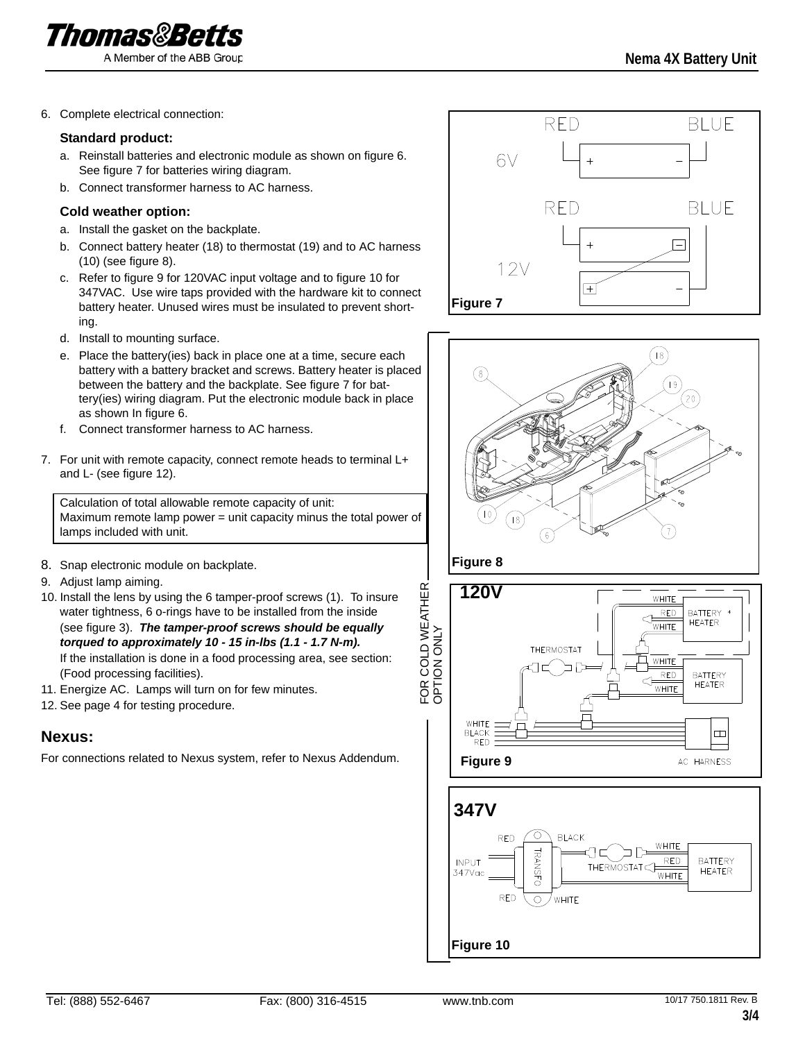6. Complete electrical connection:

   **Standard product:**

   a. Reinstall batteries and electronic module as shown on figure 6. See figure 7 for batteries wiring diagram.
   b. Connect transformer harness to AC harness.

   **Cold weather option:**

   a. Install the gasket on the backplate.
   b. Connect battery heater (18) to thermostat (19) and to AC harness (10) (see figure 8).
   c. Refer to figure 9 for 120VAC input voltage and to figure 10 for 347VAC. Use wire taps provided with the hardware kit to connect battery heater. Unused wires must be insulated to prevent shorting.
   d. Install to mounting surface.
   e. Place the battery(ies) back in place one at a time, secure each battery with a battery bracket and screws. Battery heater is placed between the battery and the backplate. See figure 7 for battery(ies) wiring diagram. Put the electronic module back in place as shown In figure 6.
   f. Connect transformer harness to AC harness.

7. For unit with remote capacity, connect remote heads to terminal L+ and L- (see figure 12).

> Calculation of total allowable remote capacity of unit:
> Maximum remote lamp power = unit capacity minus the total power of lamps included with unit.

8. Snap electronic module on backplate.
9. Adjust lamp aiming.
10. Install the lens by using the 6 tamper-proof screws (1). To insure water tightness, 6 o-rings have to be installed from the inside (see figure 3). ***The tamper-proof screws should be equally torqued to approximately 10 - 15 in-lbs (1.1 - 1.7 N-m).*** If the installation is done in a food processing area, see section: (Food processing facilities).
11. Energize AC. Lamps will turn on for few minutes.
12. See page 4 for testing procedure.

## Nexus:

For connections related to Nexus system, refer to Nexus Addendum.

Figure 7

FOR COLD WEATHER OPTION ONLY

Figure 8

Figure 9

Figure 10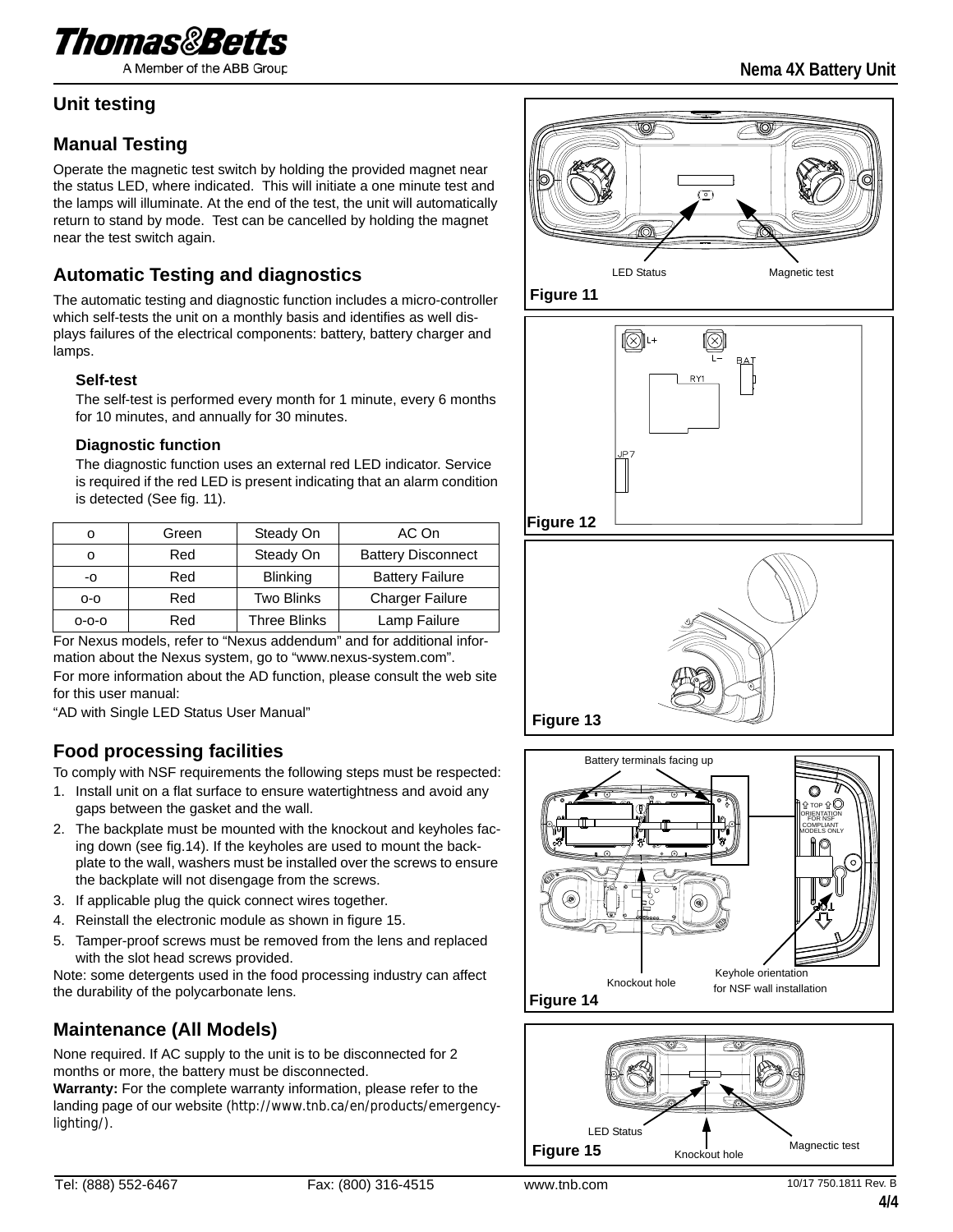## Unit testing

## Manual Testing

Operate the magnetic test switch by holding the provided magnet near the status LED, where indicated. This will initiate a one minute test and the lamps will illuminate. At the end of the test, the unit will automatically return to stand by mode. Test can be cancelled by holding the magnet near the test switch again.

## Automatic Testing and diagnostics

The automatic testing and diagnostic function includes a micro-controller which self-tests the unit on a monthly basis and identifies as well displays failures of the electrical components: battery, battery charger and lamps.

### Self-test

The self-test is performed every month for 1 minute, every 6 months for 10 minutes, and annually for 30 minutes.

### Diagnostic function

The diagnostic function uses an external red LED indicator. Service is required if the red LED is present indicating that an alarm condition is detected (See fig. 11).

| | | | |
|---|---|---|---|
| o | Green | Steady On | AC On |
| o | Red | Steady On | Battery Disconnect |
| -o | Red | Blinking | Battery Failure |
| o-o | Red | Two Blinks | Charger Failure |
| o-o-o | Red | Three Blinks | Lamp Failure |

For Nexus models, refer to “Nexus addendum” and for additional information about the Nexus system, go to “www.nexus-system.com”.

For more information about the AD function, please consult the web site for this user manual:

“AD with Single LED Status User Manual”

## Food processing facilities

To comply with NSF requirements the following steps must be respected:

1. Install unit on a flat surface to ensure watertightness and avoid any gaps between the gasket and the wall.
2. The backplate must be mounted with the knockout and keyholes facing down (see fig.14). If the keyholes are used to mount the backplate to the wall, washers must be installed over the screws to ensure the backplate will not disengage from the screws.
3. If applicable plug the quick connect wires together.
4. Reinstall the electronic module as shown in figure 15.
5. Tamper-proof screws must be removed from the lens and replaced with the slot head screws provided.

Note: some detergents used in the food processing industry can affect the durability of the polycarbonate lens.

## Maintenance (All Models)

None required. If AC supply to the unit is to be disconnected for 2 months or more, the battery must be disconnected.

**Warranty:** For the complete warranty information, please refer to the landing page of our website (http://www.tnb.ca/en/products/emergency-lighting/).

LED Status
Magnetic test

Figure 11

L+
L−
BAT
RY1
JP7

Figure 12

Figure 13

Battery terminals facing up
TOP
ORIENTATION FOR NSF COMPLIANT MODELS ONLY
TOP
Knockout hole
Keyhole orientation for NSF wall installation

Figure 14

LED Status
Knockout hole
Magnectic test

Figure 15

Tel: (888) 552-6467 Fax: (800) 316-4515 www.tnb.com 10/17 750.1811 Rev. B